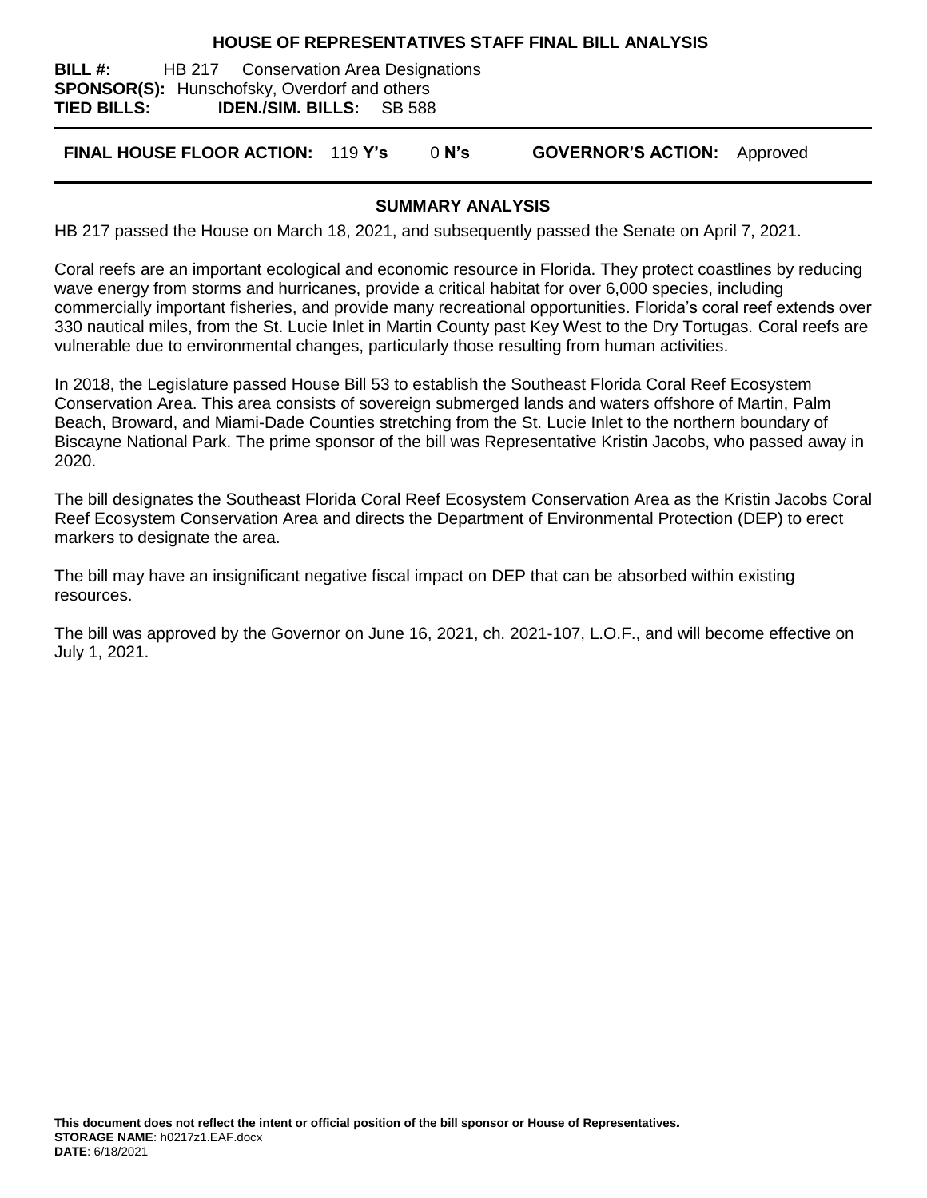# HOUSE OF REPRESENTATIVES STAFF FINAL BILL ANALYSIS

**BILL #:** HB 217 Conservation Area Designations
**SPONSOR(S):** Hunschofsky, Overdorf and others
**TIED BILLS:** **IDEN./SIM. BILLS:** SB 588

**FINAL HOUSE FLOOR ACTION:** 119 **Y's** 0 **N's** **GOVERNOR'S ACTION:** Approved

## SUMMARY ANALYSIS

HB 217 passed the House on March 18, 2021, and subsequently passed the Senate on April 7, 2021.

Coral reefs are an important ecological and economic resource in Florida. They protect coastlines by reducing wave energy from storms and hurricanes, provide a critical habitat for over 6,000 species, including commercially important fisheries, and provide many recreational opportunities. Florida's coral reef extends over 330 nautical miles, from the St. Lucie Inlet in Martin County past Key West to the Dry Tortugas. Coral reefs are vulnerable due to environmental changes, particularly those resulting from human activities.

In 2018, the Legislature passed House Bill 53 to establish the Southeast Florida Coral Reef Ecosystem Conservation Area. This area consists of sovereign submerged lands and waters offshore of Martin, Palm Beach, Broward, and Miami-Dade Counties stretching from the St. Lucie Inlet to the northern boundary of Biscayne National Park. The prime sponsor of the bill was Representative Kristin Jacobs, who passed away in 2020.

The bill designates the Southeast Florida Coral Reef Ecosystem Conservation Area as the Kristin Jacobs Coral Reef Ecosystem Conservation Area and directs the Department of Environmental Protection (DEP) to erect markers to designate the area.

The bill may have an insignificant negative fiscal impact on DEP that can be absorbed within existing resources.

The bill was approved by the Governor on June 16, 2021, ch. 2021-107, L.O.F., and will become effective on July 1, 2021.

**This document does not reflect the intent or official position of the bill sponsor or House of Representatives.**
**STORAGE NAME**: h0217z1.EAF.docx
**DATE**: 6/18/2021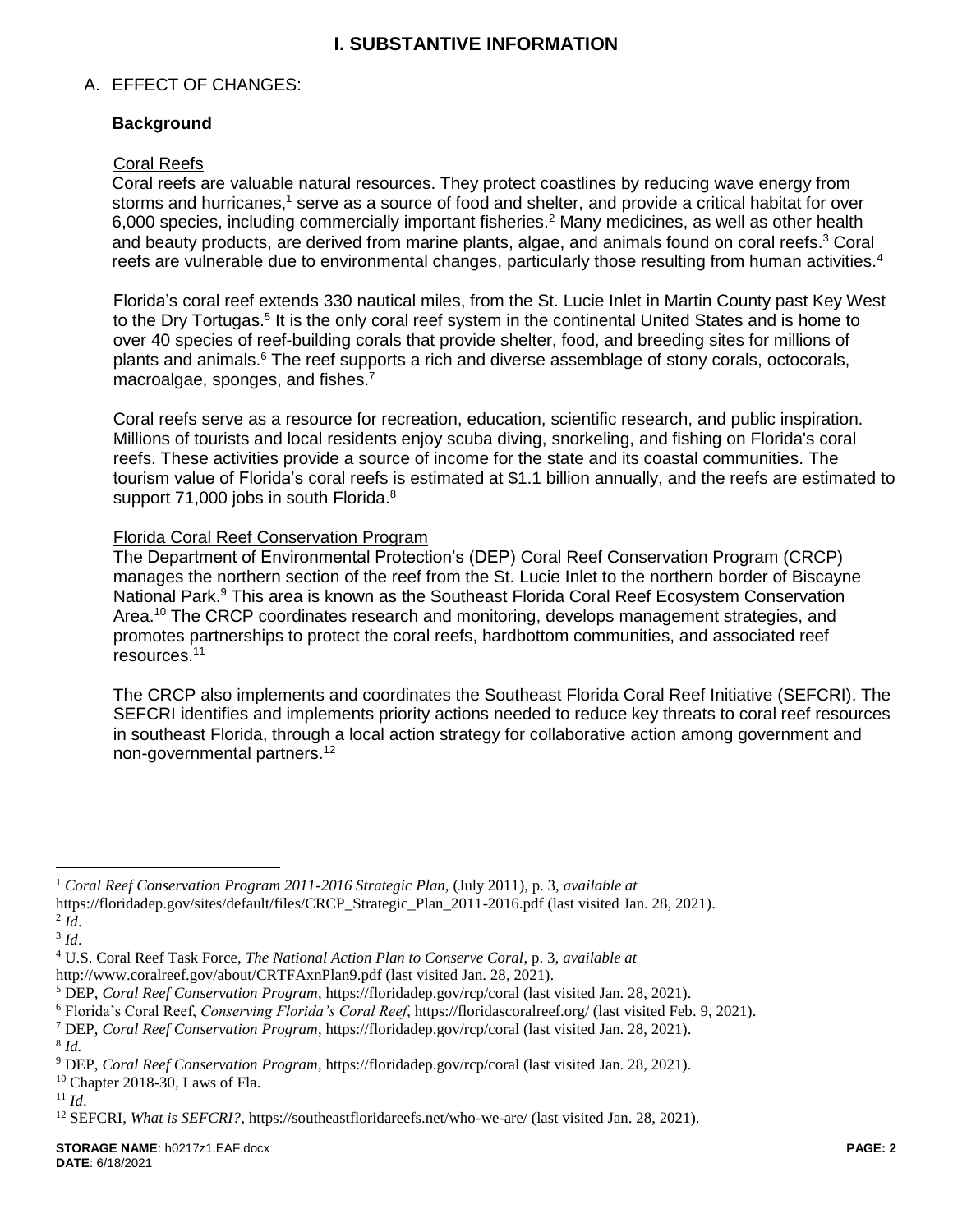# I. SUBSTANTIVE INFORMATION

A. EFFECT OF CHANGES:

**Background**

Coral Reefs

Coral reefs are valuable natural resources. They protect coastlines by reducing wave energy from storms and hurricanes,[1] serve as a source of food and shelter, and provide a critical habitat for over 6,000 species, including commercially important fisheries.[2] Many medicines, as well as other health and beauty products, are derived from marine plants, algae, and animals found on coral reefs.[3] Coral reefs are vulnerable due to environmental changes, particularly those resulting from human activities.[4]

Florida's coral reef extends 330 nautical miles, from the St. Lucie Inlet in Martin County past Key West to the Dry Tortugas.[5] It is the only coral reef system in the continental United States and is home to over 40 species of reef-building corals that provide shelter, food, and breeding sites for millions of plants and animals.[6] The reef supports a rich and diverse assemblage of stony corals, octocorals, macroalgae, sponges, and fishes.[7]

Coral reefs serve as a resource for recreation, education, scientific research, and public inspiration. Millions of tourists and local residents enjoy scuba diving, snorkeling, and fishing on Florida's coral reefs. These activities provide a source of income for the state and its coastal communities. The tourism value of Florida's coral reefs is estimated at $1.1 billion annually, and the reefs are estimated to support 71,000 jobs in south Florida.[8]

Florida Coral Reef Conservation Program

The Department of Environmental Protection's (DEP) Coral Reef Conservation Program (CRCP) manages the northern section of the reef from the St. Lucie Inlet to the northern border of Biscayne National Park.[9] This area is known as the Southeast Florida Coral Reef Ecosystem Conservation Area.[10] The CRCP coordinates research and monitoring, develops management strategies, and promotes partnerships to protect the coral reefs, hardbottom communities, and associated reef resources.[11]

The CRCP also implements and coordinates the Southeast Florida Coral Reef Initiative (SEFCRI). The SEFCRI identifies and implements priority actions needed to reduce key threats to coral reef resources in southeast Florida, through a local action strategy for collaborative action among government and non-governmental partners.[12]

---

[1] *Coral Reef Conservation Program 2011-2016 Strategic Plan,* (July 2011), p. 3, *available at* https://floridadep.gov/sites/default/files/CRCP_Strategic_Plan_2011-2016.pdf (last visited Jan. 28, 2021).

[2] *Id*.

[3] *Id*.

[4] U.S. Coral Reef Task Force, *The National Action Plan to Conserve Coral*, p. 3, *available at* http://www.coralreef.gov/about/CRTFAxnPlan9.pdf (last visited Jan. 28, 2021).

[5] DEP, *Coral Reef Conservation Program*, https://floridadep.gov/rcp/coral (last visited Jan. 28, 2021).

[6] Florida's Coral Reef, *Conserving Florida's Coral Reef*, https://floridascoralreef.org/ (last visited Feb. 9, 2021).

[7] DEP, *Coral Reef Conservation Program*, https://floridadep.gov/rcp/coral (last visited Jan. 28, 2021).

[8] *Id.*

[9] DEP, *Coral Reef Conservation Program*, https://floridadep.gov/rcp/coral (last visited Jan. 28, 2021).

[10] Chapter 2018-30, Laws of Fla.

[11] *Id.*

[12] SEFCRI, *What is SEFCRI?*, https://southeastfloridareefs.net/who-we-are/ (last visited Jan. 28, 2021).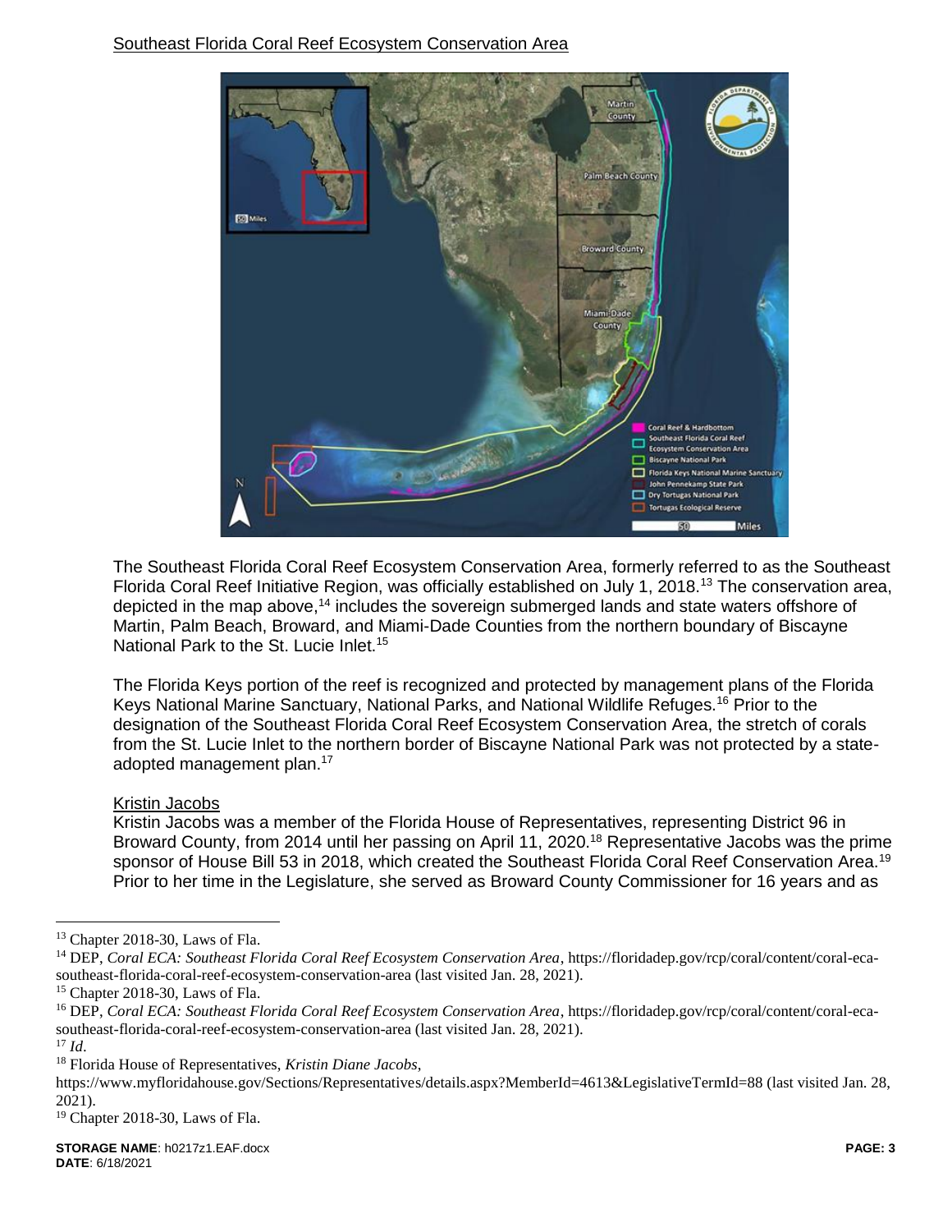Southeast Florida Coral Reef Ecosystem Conservation Area

The Southeast Florida Coral Reef Ecosystem Conservation Area, formerly referred to as the Southeast Florida Coral Reef Initiative Region, was officially established on July 1, 2018.[13] The conservation area, depicted in the map above,[14] includes the sovereign submerged lands and state waters offshore of Martin, Palm Beach, Broward, and Miami-Dade Counties from the northern boundary of Biscayne National Park to the St. Lucie Inlet.[15]

The Florida Keys portion of the reef is recognized and protected by management plans of the Florida Keys National Marine Sanctuary, National Parks, and National Wildlife Refuges.[16] Prior to the designation of the Southeast Florida Coral Reef Ecosystem Conservation Area, the stretch of corals from the St. Lucie Inlet to the northern border of Biscayne National Park was not protected by a state-adopted management plan.[17]

Kristin Jacobs

Kristin Jacobs was a member of the Florida House of Representatives, representing District 96 in Broward County, from 2014 until her passing on April 11, 2020.[18] Representative Jacobs was the prime sponsor of House Bill 53 in 2018, which created the Southeast Florida Coral Reef Conservation Area.[19] Prior to her time in the Legislature, she served as Broward County Commissioner for 16 years and as

---

[13] Chapter 2018-30, Laws of Fla.

[14] DEP, *Coral ECA: Southeast Florida Coral Reef Ecosystem Conservation Area*, https://floridadep.gov/rcp/coral/content/coral-eca-southeast-florida-coral-reef-ecosystem-conservation-area (last visited Jan. 28, 2021).

[15] Chapter 2018-30, Laws of Fla.

[16] DEP, *Coral ECA: Southeast Florida Coral Reef Ecosystem Conservation Area*, https://floridadep.gov/rcp/coral/content/coral-eca-southeast-florida-coral-reef-ecosystem-conservation-area (last visited Jan. 28, 2021).

[17] *Id*.

[18] Florida House of Representatives, *Kristin Diane Jacobs*, https://www.myfloridahouse.gov/Sections/Representatives/details.aspx?MemberId=4613&LegislativeTermId=88 (last visited Jan. 28, 2021).

[19] Chapter 2018-30, Laws of Fla.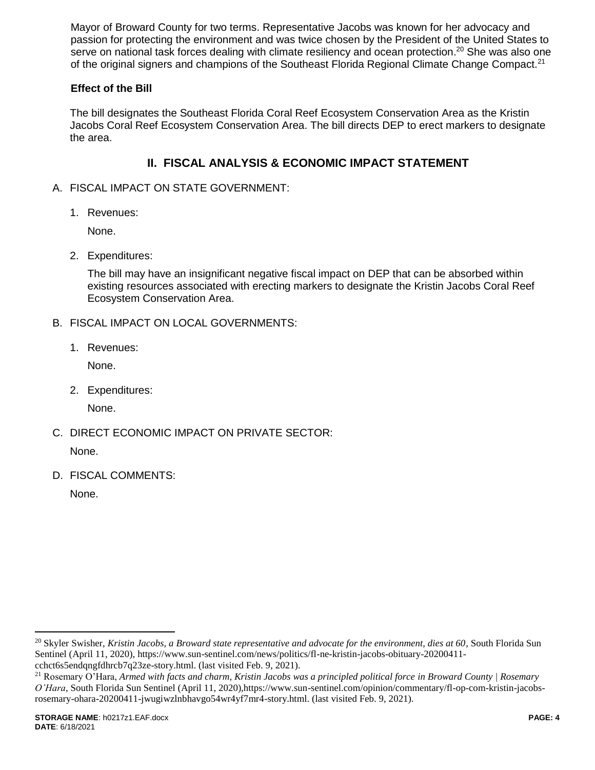Mayor of Broward County for two terms. Representative Jacobs was known for her advocacy and passion for protecting the environment and was twice chosen by the President of the United States to serve on national task forces dealing with climate resiliency and ocean protection.[20] She was also one of the original signers and champions of the Southeast Florida Regional Climate Change Compact.[21]

**Effect of the Bill**

The bill designates the Southeast Florida Coral Reef Ecosystem Conservation Area as the Kristin Jacobs Coral Reef Ecosystem Conservation Area. The bill directs DEP to erect markers to designate the area.

## II. FISCAL ANALYSIS & ECONOMIC IMPACT STATEMENT

A. FISCAL IMPACT ON STATE GOVERNMENT:

1. Revenues:

   None.

2. Expenditures:

   The bill may have an insignificant negative fiscal impact on DEP that can be absorbed within existing resources associated with erecting markers to designate the Kristin Jacobs Coral Reef Ecosystem Conservation Area.

B. FISCAL IMPACT ON LOCAL GOVERNMENTS:

1. Revenues:

   None.

2. Expenditures:

   None.

C. DIRECT ECONOMIC IMPACT ON PRIVATE SECTOR:

   None.

D. FISCAL COMMENTS:

   None.

---

[20] Skyler Swisher, *Kristin Jacobs, a Broward state representative and advocate for the environment, dies at 60*, South Florida Sun Sentinel (April 11, 2020), https://www.sun-sentinel.com/news/politics/fl-ne-kristin-jacobs-obituary-20200411-cchct6s5endqngfdhrcb7q23ze-story.html. (last visited Feb. 9, 2021).

[21] Rosemary O'Hara, *Armed with facts and charm, Kristin Jacobs was a principled political force in Broward County | Rosemary O'Hara*, South Florida Sun Sentinel (April 11, 2020),https://www.sun-sentinel.com/opinion/commentary/fl-op-com-kristin-jacobs-rosemary-ohara-20200411-jwugiwzlnbhavgo54wr4yf7mr4-story.html. (last visited Feb. 9, 2021).